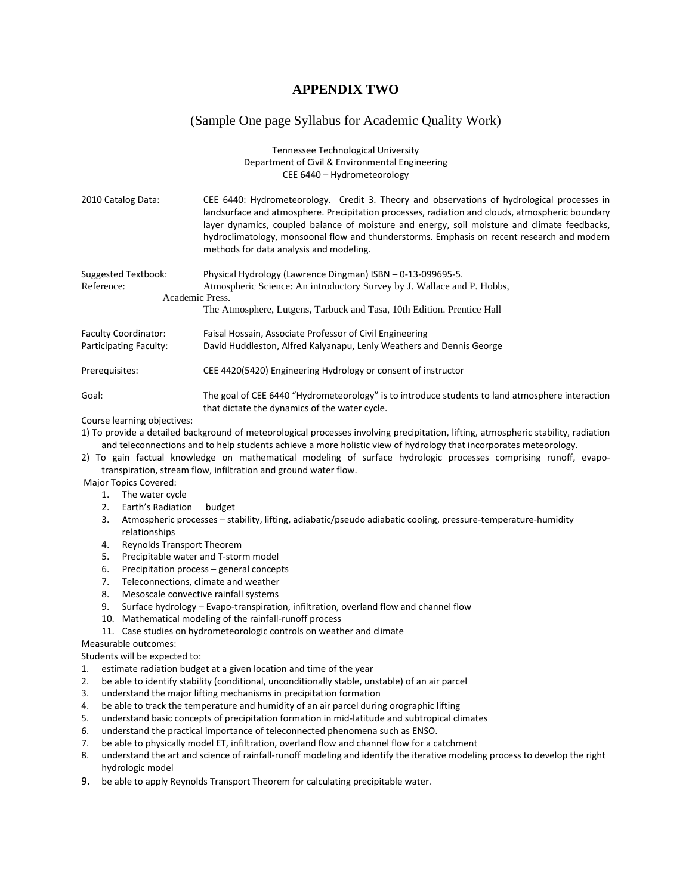# APPENDIX TWO

## (Sample One page Syllabus for Academic Quality Work)

Tennessee Technological University
Department of Civil & Environmental Engineering
CEE 6440 – Hydrometeorology

**2010 Catalog Data:** CEE 6440: Hydrometeorology. Credit 3. Theory and observations of hydrological processes in landsurface and atmosphere. Precipitation processes, radiation and clouds, atmospheric boundary layer dynamics, coupled balance of moisture and energy, soil moisture and climate feedbacks, hydroclimatology, monsoonal flow and thunderstorms. Emphasis on recent research and modern methods for data analysis and modeling.

**Suggested Textbook:** Physical Hydrology (Lawrence Dingman) ISBN – 0-13-099695-5.

**Reference:** Atmospheric Science: An introductory Survey by J. Wallace and P. Hobbs, Academic Press.
The Atmosphere, Lutgens, Tarbuck and Tasa, 10th Edition. Prentice Hall

**Faculty Coordinator:** Faisal Hossain, Associate Professor of Civil Engineering

**Participating Faculty:** David Huddleston, Alfred Kalyanapu, Lenly Weathers and Dennis George

**Prerequisites:** CEE 4420(5420) Engineering Hydrology or consent of instructor

**Goal:** The goal of CEE 6440 "Hydrometeorology" is to introduce students to land atmosphere interaction that dictate the dynamics of the water cycle.

Course learning objectives:

1) To provide a detailed background of meteorological processes involving precipitation, lifting, atmospheric stability, radiation and teleconnections and to help students achieve a more holistic view of hydrology that incorporates meteorology.
2) To gain factual knowledge on mathematical modeling of surface hydrologic processes comprising runoff, evapo-transpiration, stream flow, infiltration and ground water flow.

Major Topics Covered:

1. The water cycle
2. Earth's Radiation budget
3. Atmospheric processes – stability, lifting, adiabatic/pseudo adiabatic cooling, pressure-temperature-humidity relationships
4. Reynolds Transport Theorem
5. Precipitable water and T-storm model
6. Precipitation process – general concepts
7. Teleconnections, climate and weather
8. Mesoscale convective rainfall systems
9. Surface hydrology – Evapo-transpiration, infiltration, overland flow and channel flow
10. Mathematical modeling of the rainfall-runoff process
11. Case studies on hydrometeorologic controls on weather and climate

Measurable outcomes:

Students will be expected to:

1. estimate radiation budget at a given location and time of the year
2. be able to identify stability (conditional, unconditionally stable, unstable) of an air parcel
3. understand the major lifting mechanisms in precipitation formation
4. be able to track the temperature and humidity of an air parcel during orographic lifting
5. understand basic concepts of precipitation formation in mid-latitude and subtropical climates
6. understand the practical importance of teleconnected phenomena such as ENSO.
7. be able to physically model ET, infiltration, overland flow and channel flow for a catchment
8. understand the art and science of rainfall-runoff modeling and identify the iterative modeling process to develop the right hydrologic model
9. be able to apply Reynolds Transport Theorem for calculating precipitable water.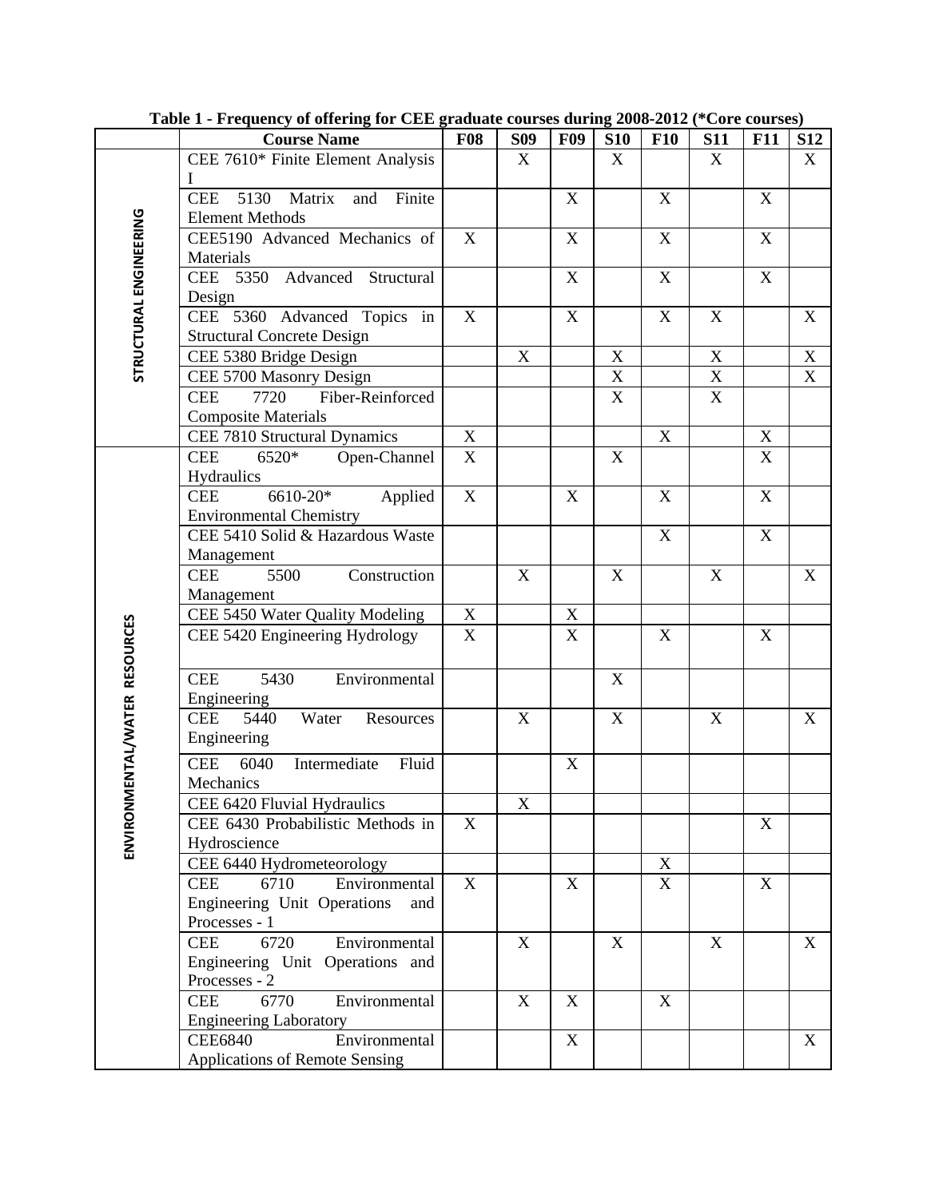**Table 1 - Frequency of offering for CEE graduate courses during 2008-2012 (*Core courses)**

| | Course Name | F08 | S09 | F09 | S10 | F10 | S11 | F11 | S12 |
|---|---|---|---|---|---|---|---|---|---|
| STRUCTURAL ENGINEERING | CEE 7610* Finite Element Analysis I | | X | | X | | X | | X |
| | CEE 5130 Matrix and Finite Element Methods | | | X | | X | | X | |
| | CEE5190 Advanced Mechanics of Materials | X | | X | | X | | X | |
| | CEE 5350 Advanced Structural Design | | | X | | X | | X | |
| | CEE 5360 Advanced Topics in Structural Concrete Design | X | | X | | X | X | | X |
| | CEE 5380 Bridge Design | | X | | X | | X | | X |
| | CEE 5700 Masonry Design | | | | X | | X | | X |
| | CEE 7720 Fiber-Reinforced Composite Materials | | | | X | | X | | |
| | CEE 7810 Structural Dynamics | X | | | | X | | X | |
| ENVIRONMENTAL/WATER RESOURCES | CEE 6520* Open-Channel Hydraulics | X | | | X | | | X | |
| | CEE 6610-20* Applied Environmental Chemistry | X | | X | | X | | X | |
| | CEE 5410 Solid & Hazardous Waste Management | | | | | X | | X | |
| | CEE 5500 Construction Management | | X | | X | | X | | X |
| | CEE 5450 Water Quality Modeling | X | | X | | | | | |
| | CEE 5420 Engineering Hydrology | X | | X | | X | | X | |
| | CEE 5430 Environmental Engineering | | | | X | | | | |
| | CEE 5440 Water Resources Engineering | | X | | X | | X | | X |
| | CEE 6040 Intermediate Fluid Mechanics | | | X | | | | | |
| | CEE 6420 Fluvial Hydraulics | | X | | | | | | |
| | CEE 6430 Probabilistic Methods in Hydroscience | X | | | | | | X | |
| | CEE 6440 Hydrometeorology | | | | | X | | | |
| | CEE 6710 Environmental Engineering Unit Operations and Processes - 1 | X | | X | | X | | X | |
| | CEE 6720 Environmental Engineering Unit Operations and Processes - 2 | | X | | X | | X | | X |
| | CEE 6770 Environmental Engineering Laboratory | | X | X | | X | | | |
| | CEE6840 Environmental Applications of Remote Sensing | | | X | | | | | X |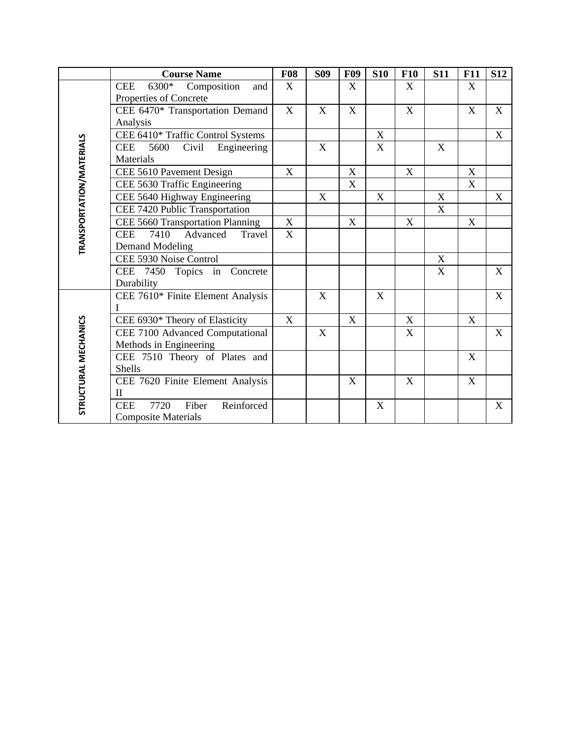| | Course Name | F08 | S09 | F09 | S10 | F10 | S11 | F11 | S12 |
|---|---|---|---|---|---|---|---|---|---|
| TRANSPORTATION/MATERIALS | CEE 6300* Composition and Properties of Concrete | X | | X | | X | | X | |
| | CEE 6470* Transportation Demand Analysis | X | X | X | | X | | X | X |
| | CEE 6410* Traffic Control Systems | | | | X | | | | X |
| | CEE 5600 Civil Engineering Materials | | X | | X | | X | | |
| | CEE 5610 Pavement Design | X | | X | | X | | X | |
| | CEE 5630 Traffic Engineering | | | X | | | | X | |
| | CEE 5640 Highway Engineering | | X | | X | | X | | X |
| | CEE 7420 Public Transportation | | | | | | X | | |
| | CEE 5660 Transportation Planning | X | | X | | X | | X | |
| | CEE 7410 Advanced Travel Demand Modeling | X | | | | | | | |
| | CEE 5930 Noise Control | | | | | | X | | |
| | CEE 7450 Topics in Concrete Durability | | | | | | X | | X |
| STRUCTURAL MECHANICS | CEE 7610* Finite Element Analysis I | | X | | X | | | | X |
| | CEE 6930* Theory of Elasticity | X | | X | | X | | X | |
| | CEE 7100 Advanced Computational Methods in Engineering | | X | | | X | | | X |
| | CEE 7510 Theory of Plates and Shells | | | | | | | X | |
| | CEE 7620 Finite Element Analysis II | | | X | | X | | X | |
| | CEE 7720 Fiber Reinforced Composite Materials | | | | X | | | | X |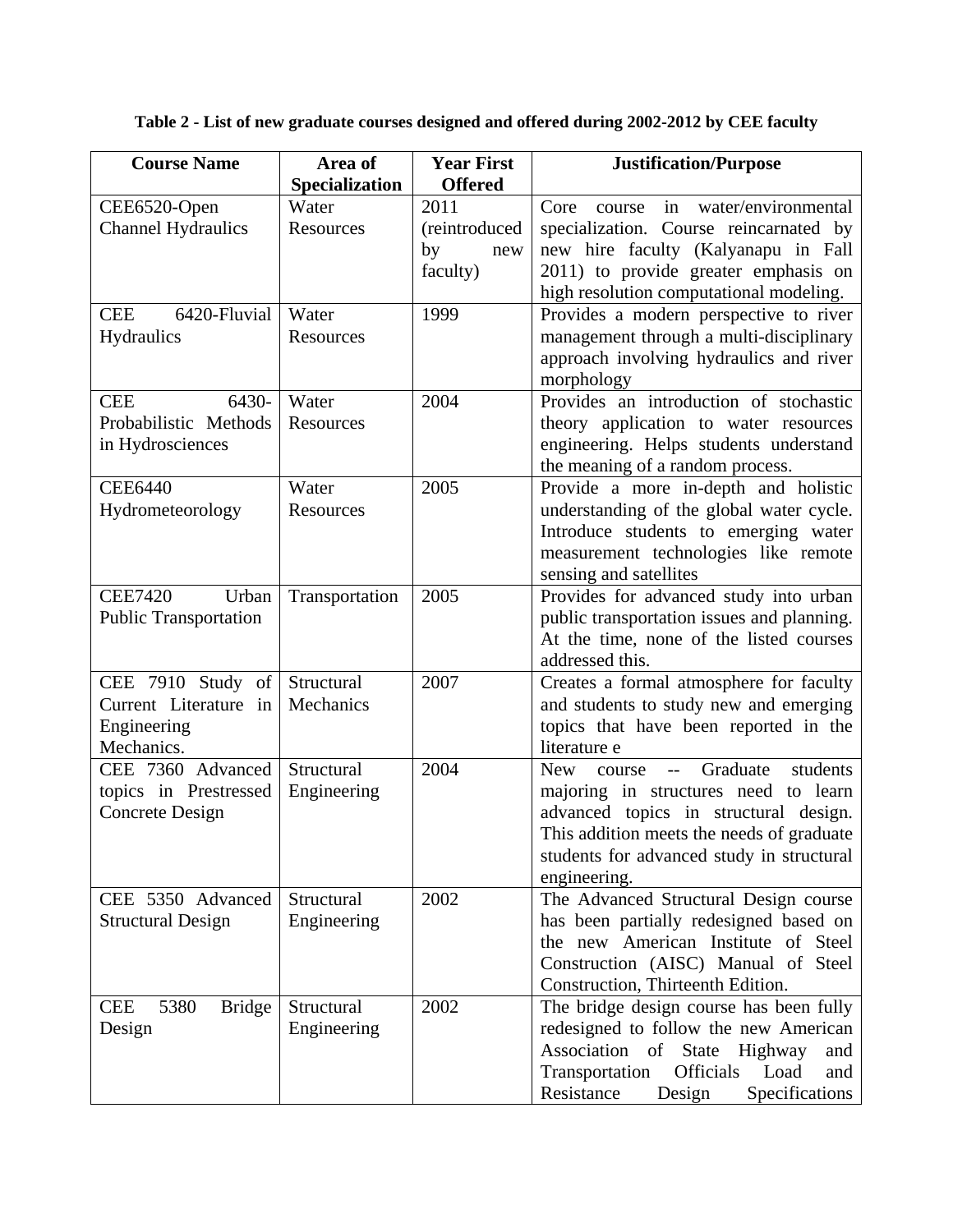**Table 2 - List of new graduate courses designed and offered during 2002-2012 by CEE faculty**

| Course Name | Area of Specialization | Year First Offered | Justification/Purpose |
|---|---|---|---|
| CEE6520-Open Channel Hydraulics | Water Resources | 2011 (reintroduced by new faculty) | Core course in water/environmental specialization. Course reincarnated by new hire faculty (Kalyanapu in Fall 2011) to provide greater emphasis on high resolution computational modeling. |
| CEE 6420-Fluvial Hydraulics | Water Resources | 1999 | Provides a modern perspective to river management through a multi-disciplinary approach involving hydraulics and river morphology |
| CEE 6430-Probabilistic Methods in Hydrosciences | Water Resources | 2004 | Provides an introduction of stochastic theory application to water resources engineering. Helps students understand the meaning of a random process. |
| CEE6440 Hydrometeorology | Water Resources | 2005 | Provide a more in-depth and holistic understanding of the global water cycle. Introduce students to emerging water measurement technologies like remote sensing and satellites |
| CEE7420 Urban Public Transportation | Transportation | 2005 | Provides for advanced study into urban public transportation issues and planning. At the time, none of the listed courses addressed this. |
| CEE 7910 Study of Current Literature in Engineering Mechanics. | Structural Mechanics | 2007 | Creates a formal atmosphere for faculty and students to study new and emerging topics that have been reported in the literature e |
| CEE 7360 Advanced topics in Prestressed Concrete Design | Structural Engineering | 2004 | New course -- Graduate students majoring in structures need to learn advanced topics in structural design. This addition meets the needs of graduate students for advanced study in structural engineering. |
| CEE 5350 Advanced Structural Design | Structural Engineering | 2002 | The Advanced Structural Design course has been partially redesigned based on the new American Institute of Steel Construction (AISC) Manual of Steel Construction, Thirteenth Edition. |
| CEE 5380 Bridge Design | Structural Engineering | 2002 | The bridge design course has been fully redesigned to follow the new American Association of State Highway and Transportation Officials Load and Resistance Design Specifications |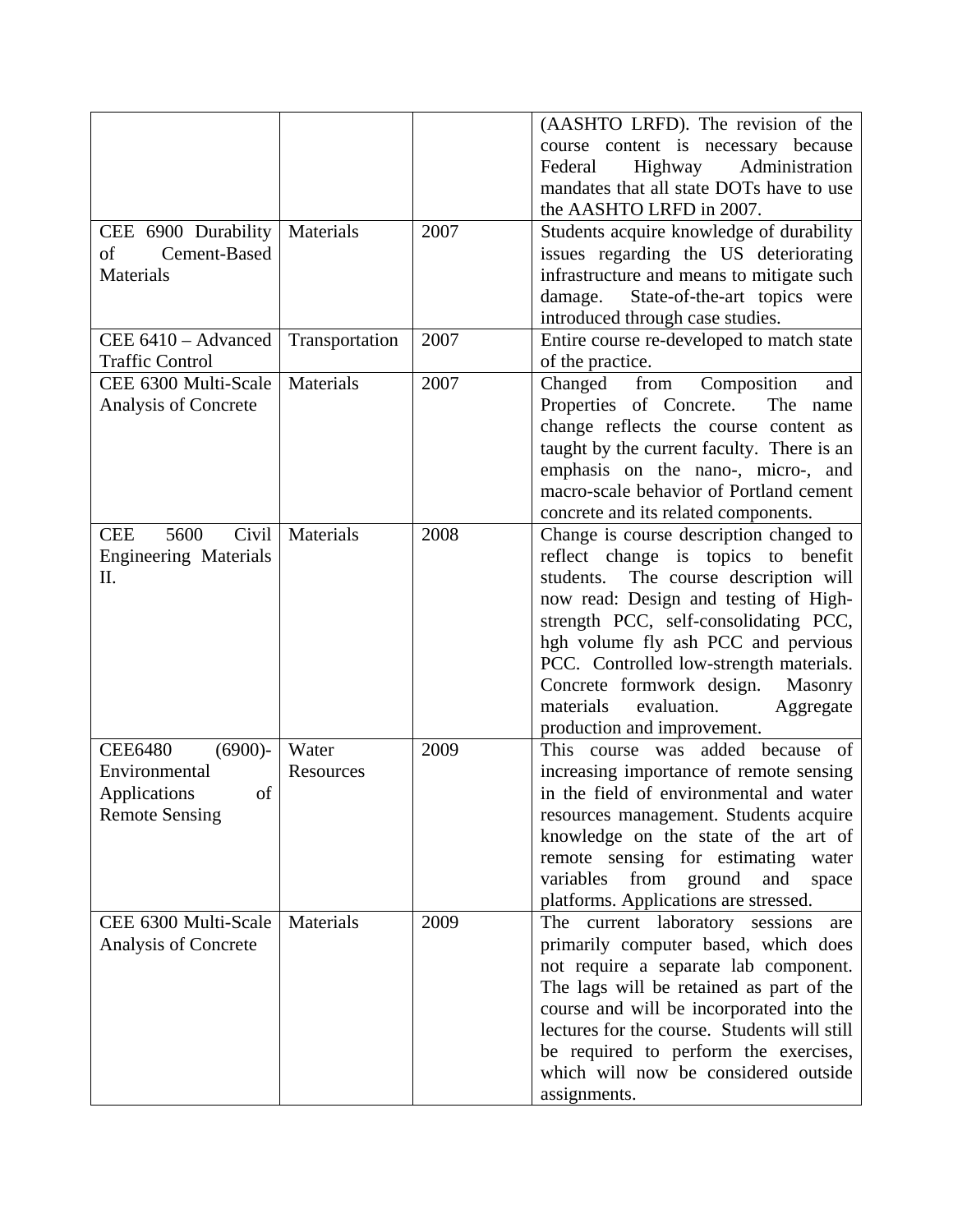| | | | |
|---|---|---|---|
| | | | (AASHTO LRFD). The revision of the course content is necessary because Federal Highway Administration mandates that all state DOTs have to use the AASHTO LRFD in 2007. |
| CEE 6900 Durability of Cement-Based Materials | Materials | 2007 | Students acquire knowledge of durability issues regarding the US deteriorating infrastructure and means to mitigate such damage. State-of-the-art topics were introduced through case studies. |
| CEE 6410 – Advanced Traffic Control | Transportation | 2007 | Entire course re-developed to match state of the practice. |
| CEE 6300 Multi-Scale Analysis of Concrete | Materials | 2007 | Changed from Composition and Properties of Concrete. The name change reflects the course content as taught by the current faculty. There is an emphasis on the nano-, micro-, and macro-scale behavior of Portland cement concrete and its related components. |
| CEE 5600 Civil Engineering Materials II. | Materials | 2008 | Change is course description changed to reflect change is topics to benefit students. The course description will now read: Design and testing of High-strength PCC, self-consolidating PCC, hgh volume fly ash PCC and pervious PCC. Controlled low-strength materials. Concrete formwork design. Masonry materials evaluation. Aggregate production and improvement. |
| CEE6480 (6900)-Environmental Applications of Remote Sensing | Water Resources | 2009 | This course was added because of increasing importance of remote sensing in the field of environmental and water resources management. Students acquire knowledge on the state of the art of remote sensing for estimating water variables from ground and space platforms. Applications are stressed. |
| CEE 6300 Multi-Scale Analysis of Concrete | Materials | 2009 | The current laboratory sessions are primarily computer based, which does not require a separate lab component. The lags will be retained as part of the course and will be incorporated into the lectures for the course. Students will still be required to perform the exercises, which will now be considered outside assignments. |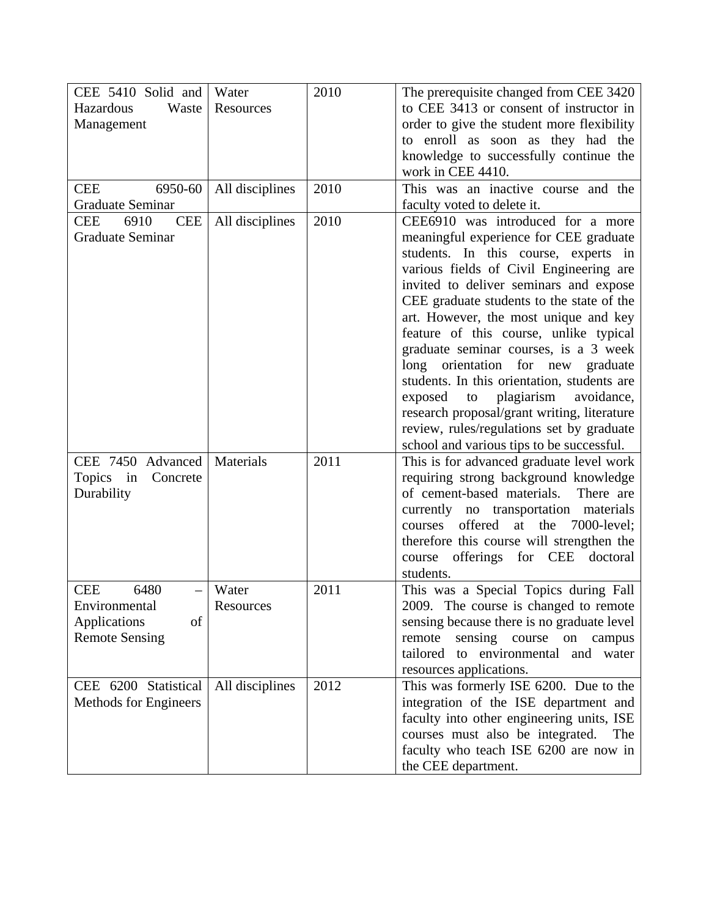| CEE 5410 Solid and Hazardous Waste Management | Water Resources | 2010 | The prerequisite changed from CEE 3420 to CEE 3413 or consent of instructor in order to give the student more flexibility to enroll as soon as they had the knowledge to successfully continue the work in CEE 4410. |
|---|---|---|---|
| CEE 6950-60 Graduate Seminar | All disciplines | 2010 | This was an inactive course and the faculty voted to delete it. |
| CEE 6910 CEE Graduate Seminar | All disciplines | 2010 | CEE6910 was introduced for a more meaningful experience for CEE graduate students. In this course, experts in various fields of Civil Engineering are invited to deliver seminars and expose CEE graduate students to the state of the art. However, the most unique and key feature of this course, unlike typical graduate seminar courses, is a 3 week long orientation for new graduate students. In this orientation, students are exposed to plagiarism avoidance, research proposal/grant writing, literature review, rules/regulations set by graduate school and various tips to be successful. |
| CEE 7450 Advanced Topics in Concrete Durability | Materials | 2011 | This is for advanced graduate level work requiring strong background knowledge of cement-based materials. There are currently no transportation materials courses offered at the 7000-level; therefore this course will strengthen the course offerings for CEE doctoral students. |
| CEE 6480 – Environmental Applications of Remote Sensing | Water Resources | 2011 | This was a Special Topics during Fall 2009. The course is changed to remote sensing because there is no graduate level remote sensing course on campus tailored to environmental and water resources applications. |
| CEE 6200 Statistical Methods for Engineers | All disciplines | 2012 | This was formerly ISE 6200. Due to the integration of the ISE department and faculty into other engineering units, ISE courses must also be integrated. The faculty who teach ISE 6200 are now in the CEE department. |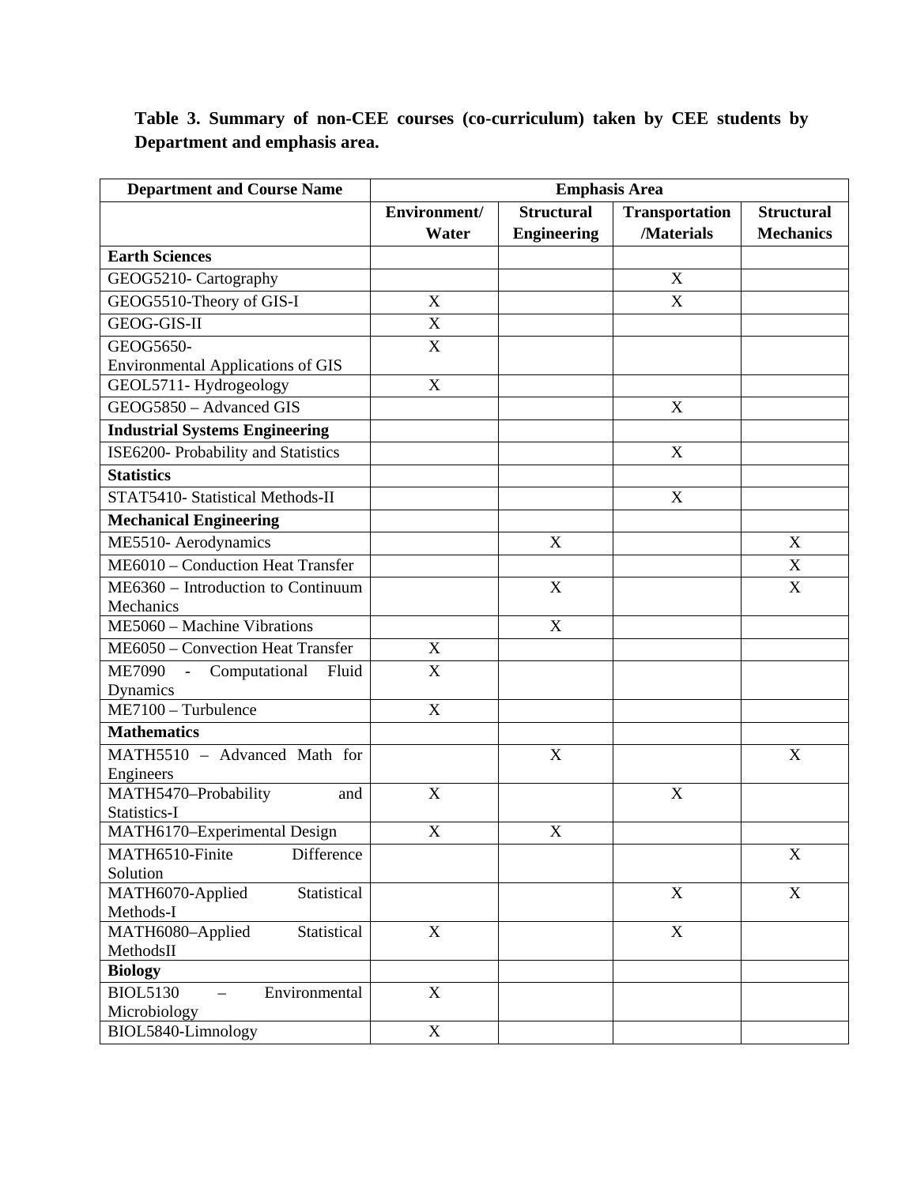**Table 3. Summary of non-CEE courses (co-curriculum) taken by CEE students by Department and emphasis area.**

| Department and Course Name | Emphasis Area | | | |
|---|---|---|---|---|
| | Environment/ Water | Structural Engineering | Transportation /Materials | Structural Mechanics |
| **Earth Sciences** | | | | |
| GEOG5210- Cartography | | | X | |
| GEOG5510-Theory of GIS-I | X | | X | |
| GEOG-GIS-II | X | | | |
| GEOG5650- Environmental Applications of GIS | X | | | |
| GEOL5711- Hydrogeology | X | | | |
| GEOG5850 – Advanced GIS | | | X | |
| **Industrial Systems Engineering** | | | | |
| ISE6200- Probability and Statistics | | | X | |
| **Statistics** | | | | |
| STAT5410- Statistical Methods-II | | | X | |
| **Mechanical Engineering** | | | | |
| ME5510- Aerodynamics | | X | | X |
| ME6010 – Conduction Heat Transfer | | | | X |
| ME6360 – Introduction to Continuum Mechanics | | X | | X |
| ME5060 – Machine Vibrations | | X | | |
| ME6050 – Convection Heat Transfer | X | | | |
| ME7090 - Computational Fluid Dynamics | X | | | |
| ME7100 – Turbulence | X | | | |
| **Mathematics** | | | | |
| MATH5510 – Advanced Math for Engineers | | X | | X |
| MATH5470–Probability and Statistics-I | X | | X | |
| MATH6170–Experimental Design | X | X | | |
| MATH6510-Finite Difference Solution | | | | X |
| MATH6070-Applied Statistical Methods-I | | | X | X |
| MATH6080–Applied Statistical MethodsII | X | | X | |
| **Biology** | | | | |
| BIOL5130 – Environmental Microbiology | X | | | |
| BIOL5840-Limnology | X | | | |